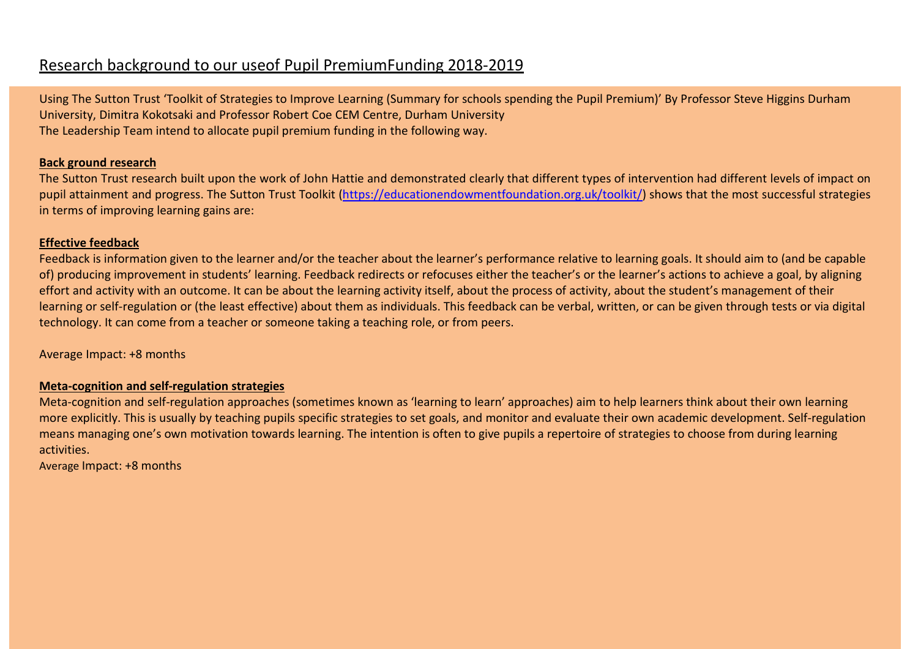# Research background to our useof Pupil PremiumFunding 2018-2019

Using The Sutton Trust 'Toolkit of Strategies to Improve Learning (Summary for schools spending the Pupil Premium)' By Professor Steve Higgins Durham University, Dimitra Kokotsaki and Professor Robert Coe CEM Centre, Durham University
The Leadership Team intend to allocate pupil premium funding in the following way.

**Back ground research**

The Sutton Trust research built upon the work of John Hattie and demonstrated clearly that different types of intervention had different levels of impact on pupil attainment and progress. The Sutton Trust Toolkit (https://educationendowmentfoundation.org.uk/toolkit/) shows that the most successful strategies in terms of improving learning gains are:

**Effective feedback**

Feedback is information given to the learner and/or the teacher about the learner's performance relative to learning goals. It should aim to (and be capable of) producing improvement in students' learning. Feedback redirects or refocuses either the teacher's or the learner's actions to achieve a goal, by aligning effort and activity with an outcome. It can be about the learning activity itself, about the process of activity, about the student's management of their learning or self-regulation or (the least effective) about them as individuals. This feedback can be verbal, written, or can be given through tests or via digital technology. It can come from a teacher or someone taking a teaching role, or from peers.

Average Impact: +8 months

**Meta-cognition and self-regulation strategies**

Meta-cognition and self-regulation approaches (sometimes known as 'learning to learn' approaches) aim to help learners think about their own learning more explicitly. This is usually by teaching pupils specific strategies to set goals, and monitor and evaluate their own academic development. Self-regulation means managing one's own motivation towards learning. The intention is often to give pupils a repertoire of strategies to choose from during learning activities.

Average Impact: +8 months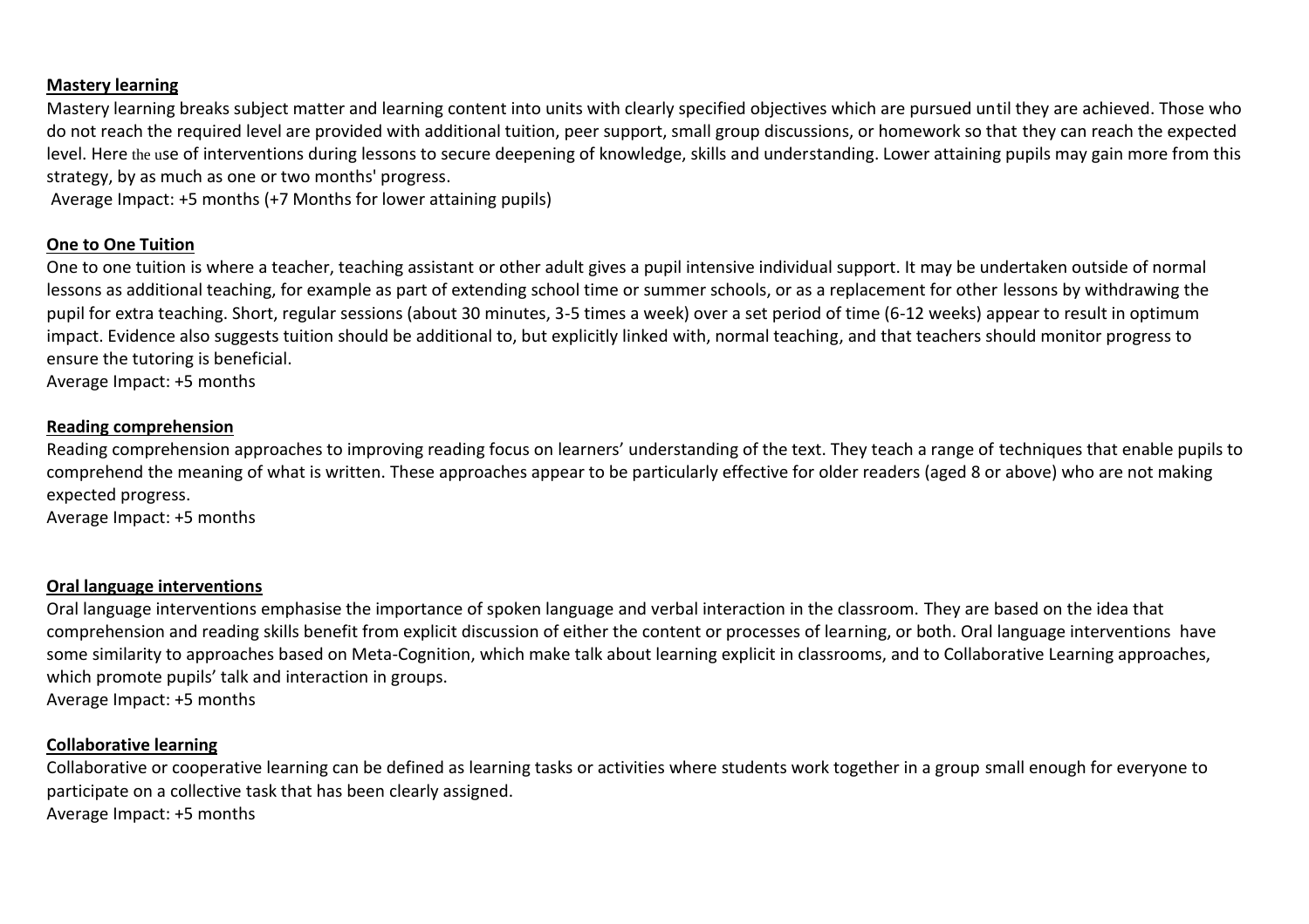**Mastery learning**

Mastery learning breaks subject matter and learning content into units with clearly specified objectives which are pursued until they are achieved. Those who do not reach the required level are provided with additional tuition, peer support, small group discussions, or homework so that they can reach the expected level. Here the use of interventions during lessons to secure deepening of knowledge, skills and understanding. Lower attaining pupils may gain more from this strategy, by as much as one or two months' progress.

Average Impact: +5 months (+7 Months for lower attaining pupils)

**One to One Tuition**

One to one tuition is where a teacher, teaching assistant or other adult gives a pupil intensive individual support. It may be undertaken outside of normal lessons as additional teaching, for example as part of extending school time or summer schools, or as a replacement for other lessons by withdrawing the pupil for extra teaching. Short, regular sessions (about 30 minutes, 3-5 times a week) over a set period of time (6-12 weeks) appear to result in optimum impact. Evidence also suggests tuition should be additional to, but explicitly linked with, normal teaching, and that teachers should monitor progress to ensure the tutoring is beneficial.

Average Impact: +5 months

**Reading comprehension**

Reading comprehension approaches to improving reading focus on learners' understanding of the text. They teach a range of techniques that enable pupils to comprehend the meaning of what is written. These approaches appear to be particularly effective for older readers (aged 8 or above) who are not making expected progress.

Average Impact: +5 months

**Oral language interventions**

Oral language interventions emphasise the importance of spoken language and verbal interaction in the classroom. They are based on the idea that comprehension and reading skills benefit from explicit discussion of either the content or processes of learning, or both. Oral language interventions have some similarity to approaches based on Meta-Cognition, which make talk about learning explicit in classrooms, and to Collaborative Learning approaches, which promote pupils' talk and interaction in groups.

Average Impact: +5 months

**Collaborative learning**

Collaborative or cooperative learning can be defined as learning tasks or activities where students work together in a group small enough for everyone to participate on a collective task that has been clearly assigned.

Average Impact: +5 months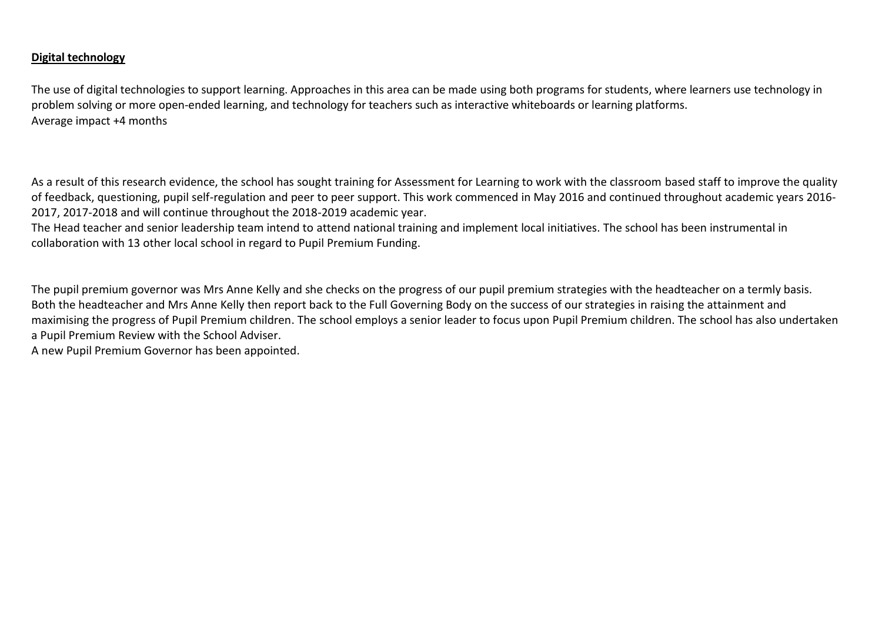**Digital technology**

The use of digital technologies to support learning. Approaches in this area can be made using both programs for students, where learners use technology in problem solving or more open-ended learning, and technology for teachers such as interactive whiteboards or learning platforms.
Average impact +4 months

As a result of this research evidence, the school has sought training for Assessment for Learning to work with the classroom based staff to improve the quality of feedback, questioning, pupil self-regulation and peer to peer support. This work commenced in May 2016 and continued throughout academic years 2016-2017, 2017-2018 and will continue throughout the 2018-2019 academic year.
The Head teacher and senior leadership team intend to attend national training and implement local initiatives. The school has been instrumental in collaboration with 13 other local school in regard to Pupil Premium Funding.

The pupil premium governor was Mrs Anne Kelly and she checks on the progress of our pupil premium strategies with the headteacher on a termly basis. Both the headteacher and Mrs Anne Kelly then report back to the Full Governing Body on the success of our strategies in raising the attainment and maximising the progress of Pupil Premium children. The school employs a senior leader to focus upon Pupil Premium children. The school has also undertaken a Pupil Premium Review with the School Adviser.
A new Pupil Premium Governor has been appointed.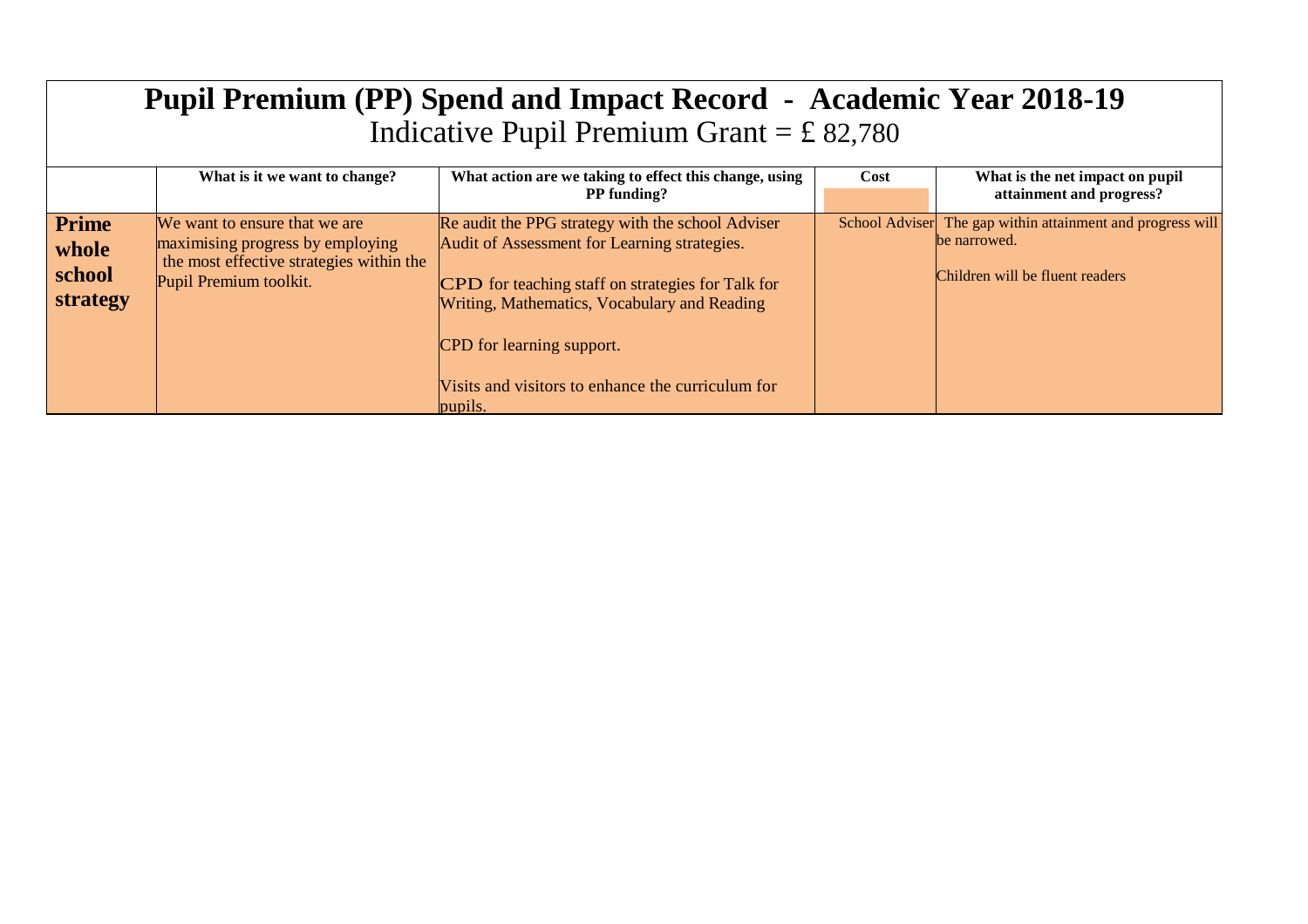# Pupil Premium (PP) Spend and Impact Record - Academic Year 2018-19

Indicative Pupil Premium Grant = £ 82,780

| | What is it we want to change? | What action are we taking to effect this change, using PP funding? | Cost | What is the net impact on pupil attainment and progress? |
|---|---|---|---|---|
| **Prime whole school strategy** | We want to ensure that we are maximising progress by employing the most effective strategies within the Pupil Premium toolkit. | Re audit the PPG strategy with the school Adviser<br>Audit of Assessment for Learning strategies.<br><br>CPD for teaching staff on strategies for Talk for Writing, Mathematics, Vocabulary and Reading<br><br>CPD for learning support.<br><br>Visits and visitors to enhance the curriculum for pupils. | School Adviser | The gap within attainment and progress will be narrowed.<br><br>Children will be fluent readers |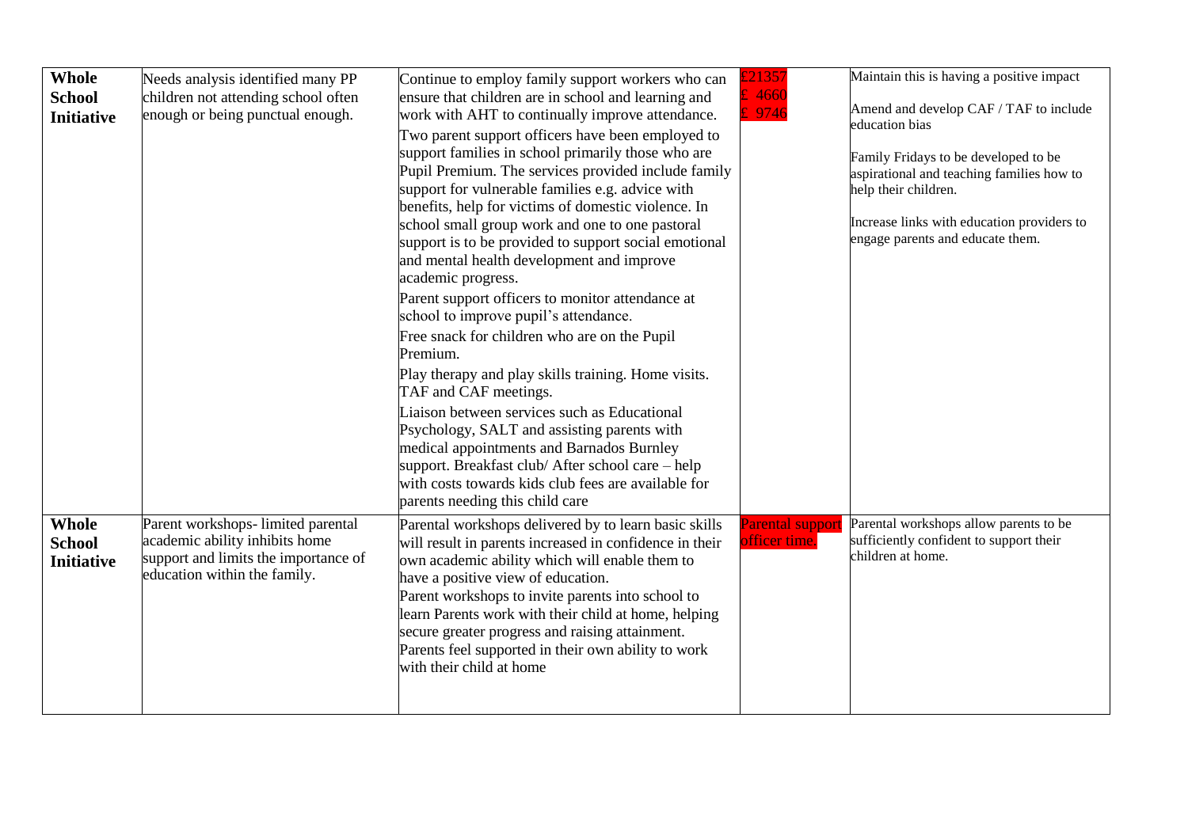| | | | | |
|---|---|---|---|---|
| **Whole School Initiative** | Needs analysis identified many PP children not attending school often enough or being punctual enough. | Continue to employ family support workers who can ensure that children are in school and learning and work with AHT to continually improve attendance.<br>Two parent support officers have been employed to support families in school primarily those who are Pupil Premium. The services provided include family support for vulnerable families e.g. advice with benefits, help for victims of domestic violence. In school small group work and one to one pastoral support is to be provided to support social emotional and mental health development and improve academic progress.<br>Parent support officers to monitor attendance at school to improve pupil's attendance.<br>Free snack for children who are on the Pupil Premium.<br>Play therapy and play skills training. Home visits. TAF and CAF meetings.<br>Liaison between services such as Educational Psychology, SALT and assisting parents with medical appointments and Barnados Burnley support. Breakfast club/ After school care – help with costs towards kids club fees are available for parents needing this child care | £21357<br>£ 4660<br>£ 9746 | Maintain this is having a positive impact<br><br>Amend and develop CAF / TAF to include education bias<br><br>Family Fridays to be developed to be aspirational and teaching families how to help their children.<br><br>Increase links with education providers to engage parents and educate them. |
| **Whole School Initiative** | Parent workshops- limited parental academic ability inhibits home support and limits the importance of education within the family. | Parental workshops delivered by to learn basic skills will result in parents increased in confidence in their own academic ability which will enable them to have a positive view of education.<br>Parent workshops to invite parents into school to learn Parents work with their child at home, helping secure greater progress and raising attainment.<br>Parents feel supported in their own ability to work with their child at home | Parental support officer time. | Parental workshops allow parents to be sufficiently confident to support their children at home. |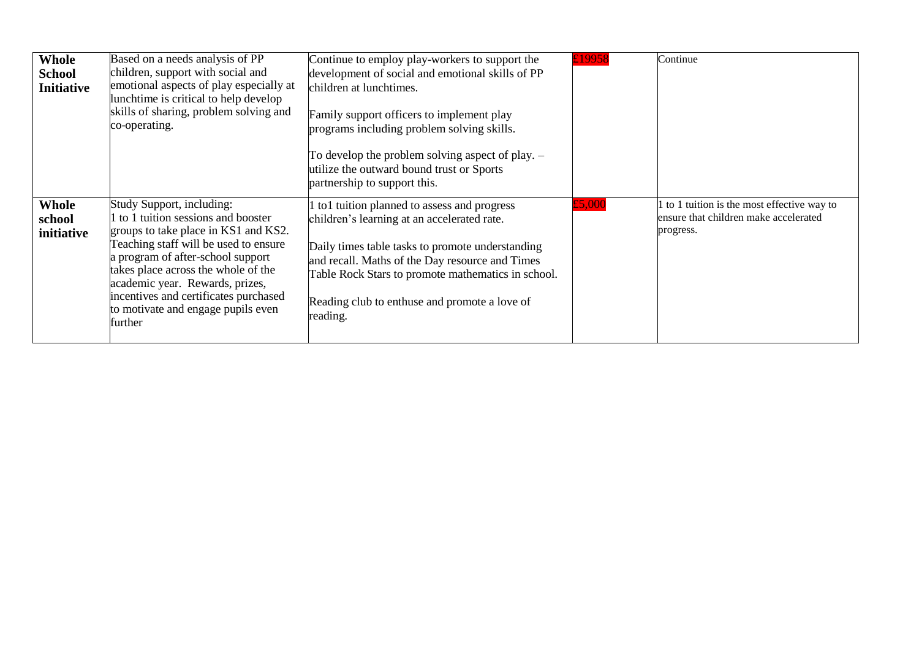| | | | | |
|---|---|---|---|---|
| **Whole School Initiative** | Based on a needs analysis of PP children, support with social and emotional aspects of play especially at lunchtime is critical to help develop skills of sharing, problem solving and co-operating. | Continue to employ play-workers to support the development of social and emotional skills of PP children at lunchtimes.<br><br>Family support officers to implement play programs including problem solving skills.<br><br>To develop the problem solving aspect of play. – utilize the outward bound trust or Sports partnership to support this. | £19958 | Continue |
| **Whole school initiative** | Study Support, including:<br>1 to 1 tuition sessions and booster groups to take place in KS1 and KS2. Teaching staff will be used to ensure a program of after-school support takes place across the whole of the academic year. Rewards, prizes, incentives and certificates purchased to motivate and engage pupils even further | 1 to1 tuition planned to assess and progress children's learning at an accelerated rate.<br><br>Daily times table tasks to promote understanding and recall. Maths of the Day resource and Times Table Rock Stars to promote mathematics in school.<br><br>Reading club to enthuse and promote a love of reading. | £5,000 | 1 to 1 tuition is the most effective way to ensure that children make accelerated progress. |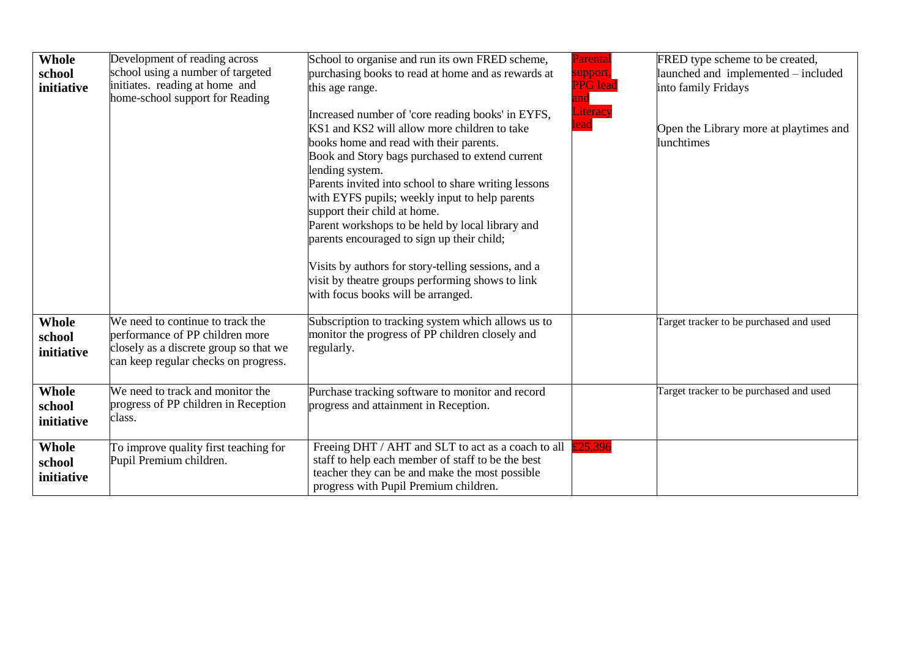| | | | | |
|---|---|---|---|---|
| **Whole school initiative** | Development of reading across school using a number of targeted initiates. reading at home and home-school support for Reading | School to organise and run its own FRED scheme, purchasing books to read at home and as rewards at this age range.<br><br>Increased number of 'core reading books' in EYFS, KS1 and KS2 will allow more children to take books home and read with their parents.<br>Book and Story bags purchased to extend current lending system.<br>Parents invited into school to share writing lessons with EYFS pupils; weekly input to help parents support their child at home.<br>Parent workshops to be held by local library and parents encouraged to sign up their child;<br><br>Visits by authors for story-telling sessions, and a visit by theatre groups performing shows to link with focus books will be arranged. | Parental support, PPG lead and Literacy lead | FRED type scheme to be created, launched and implemented – included into family Fridays<br><br>Open the Library more at playtimes and lunchtimes |
| **Whole school initiative** | We need to continue to track the performance of PP children more closely as a discrete group so that we can keep regular checks on progress. | Subscription to tracking system which allows us to monitor the progress of PP children closely and regularly. | | Target tracker to be purchased and used |
| **Whole school initiative** | We need to track and monitor the progress of PP children in Reception class. | Purchase tracking software to monitor and record progress and attainment in Reception. | | Target tracker to be purchased and used |
| **Whole school initiative** | To improve quality first teaching for Pupil Premium children. | Freeing DHT / AHT and SLT to act as a coach to all staff to help each member of staff to be the best teacher they can be and make the most possible progress with Pupil Premium children. | £25,396 | |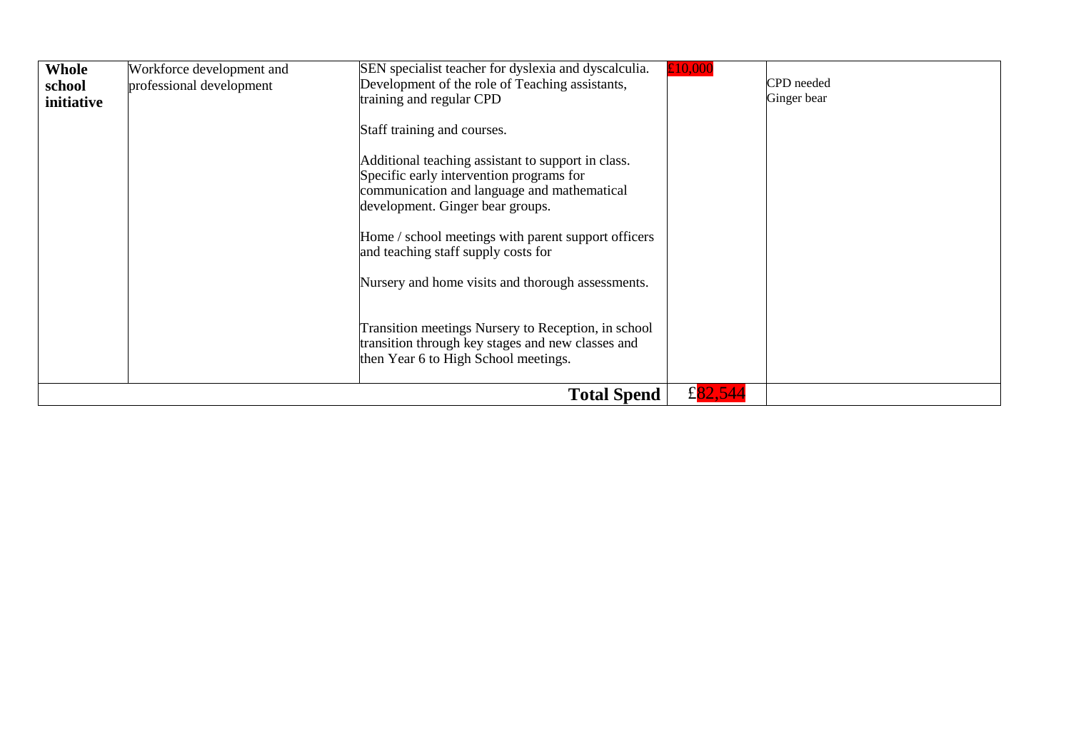| **Whole school initiative** | Workforce development and professional development | SEN specialist teacher for dyslexia and dyscalculia. Development of the role of Teaching assistants, training and regular CPD<br><br>Staff training and courses.<br><br>Additional teaching assistant to support in class. Specific early intervention programs for communication and language and mathematical development. Ginger bear groups.<br><br>Home / school meetings with parent support officers and teaching staff supply costs for<br><br>Nursery and home visits and thorough assessments.<br><br>Transition meetings Nursery to Reception, in school transition through key stages and new classes and then Year 6 to High School meetings. | £10,000 | CPD needed<br>Ginger bear |
|---|---|---|---|---|
| | | **Total Spend** | £82,544 | |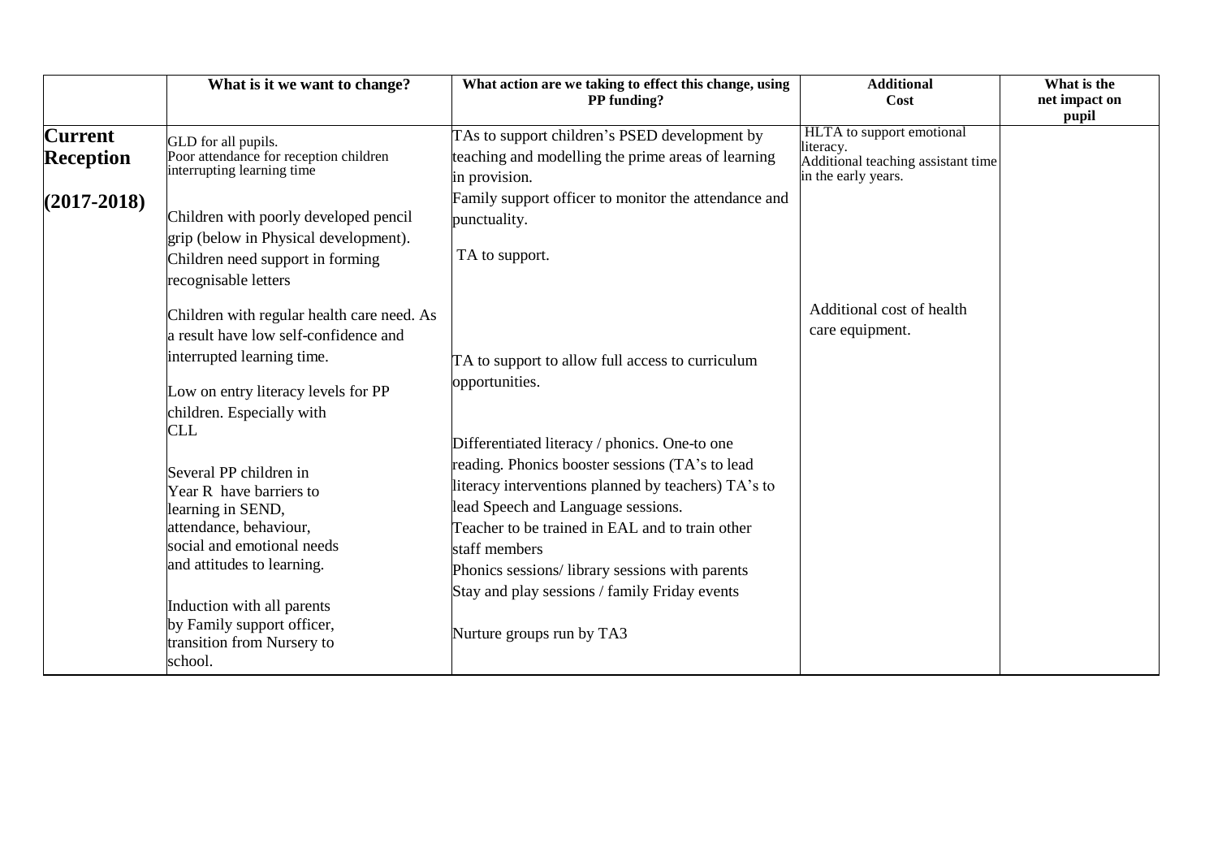|  | What is it we want to change? | What action are we taking to effect this change, using PP funding? | Additional Cost | What is the net impact on pupil |
|---|---|---|---|---|
| **Current Reception (2017-2018)** | GLD for all pupils.<br>Poor attendance for reception children interrupting learning time<br><br>Children with poorly developed pencil grip (below in Physical development). Children need support in forming recognisable letters<br><br>Children with regular health care need. As a result have low self-confidence and interrupted learning time.<br><br>Low on entry literacy levels for PP children. Especially with CLL<br><br>Several PP children in Year R have barriers to learning in SEND, attendance, behaviour, social and emotional needs and attitudes to learning.<br><br>Induction with all parents by Family support officer, transition from Nursery to school. | TAs to support children's PSED development by teaching and modelling the prime areas of learning in provision.<br>Family support officer to monitor the attendance and punctuality.<br><br>TA to support.<br><br>TA to support to allow full access to curriculum opportunities.<br><br>Differentiated literacy / phonics. One-to one reading. Phonics booster sessions (TA's to lead literacy interventions planned by teachers) TA's to lead Speech and Language sessions.<br>Teacher to be trained in EAL and to train other staff members<br>Phonics sessions/ library sessions with parents<br>Stay and play sessions / family Friday events<br><br>Nurture groups run by TA3 | HLTA to support emotional literacy.<br>Additional teaching assistant time in the early years.<br><br>Additional cost of health care equipment. |  |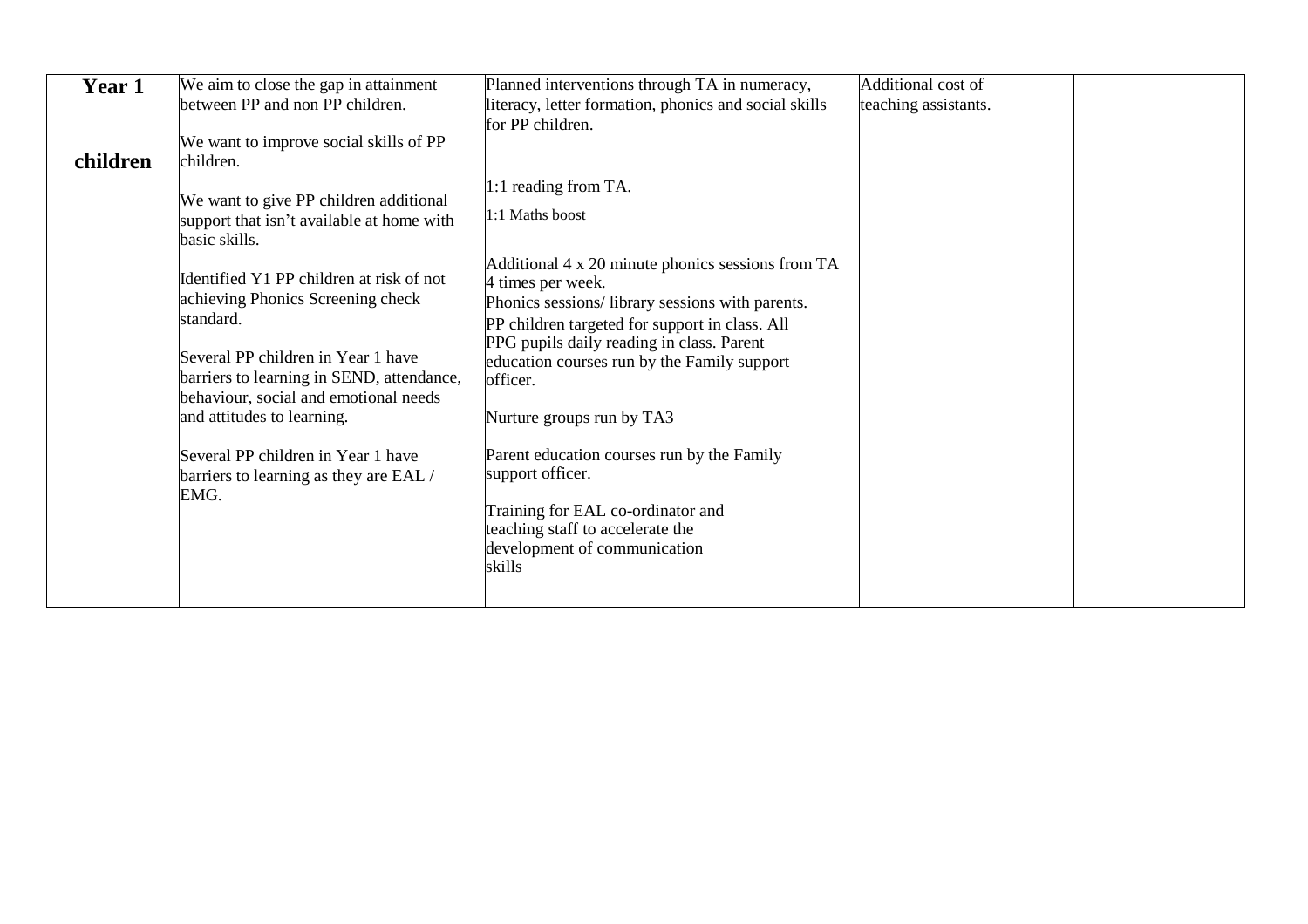| **Year 1 children** | We aim to close the gap in attainment between PP and non PP children.<br><br>We want to improve social skills of PP children.<br><br>We want to give PP children additional support that isn't available at home with basic skills.<br><br>Identified Y1 PP children at risk of not achieving Phonics Screening check standard.<br><br>Several PP children in Year 1 have barriers to learning in SEND, attendance, behaviour, social and emotional needs and attitudes to learning.<br><br>Several PP children in Year 1 have barriers to learning as they are EAL / EMG. | Planned interventions through TA in numeracy, literacy, letter formation, phonics and social skills for PP children.<br><br>1:1 reading from TA.<br>1:1 Maths boost<br><br>Additional 4 x 20 minute phonics sessions from TA 4 times per week.<br>Phonics sessions/ library sessions with parents.<br>PP children targeted for support in class. All PPG pupils daily reading in class. Parent education courses run by the Family support officer.<br><br>Nurture groups run by TA3<br><br>Parent education courses run by the Family support officer.<br><br>Training for EAL co-ordinator and teaching staff to accelerate the development of communication skills | Additional cost of teaching assistants. | |
|---|---|---|---|---|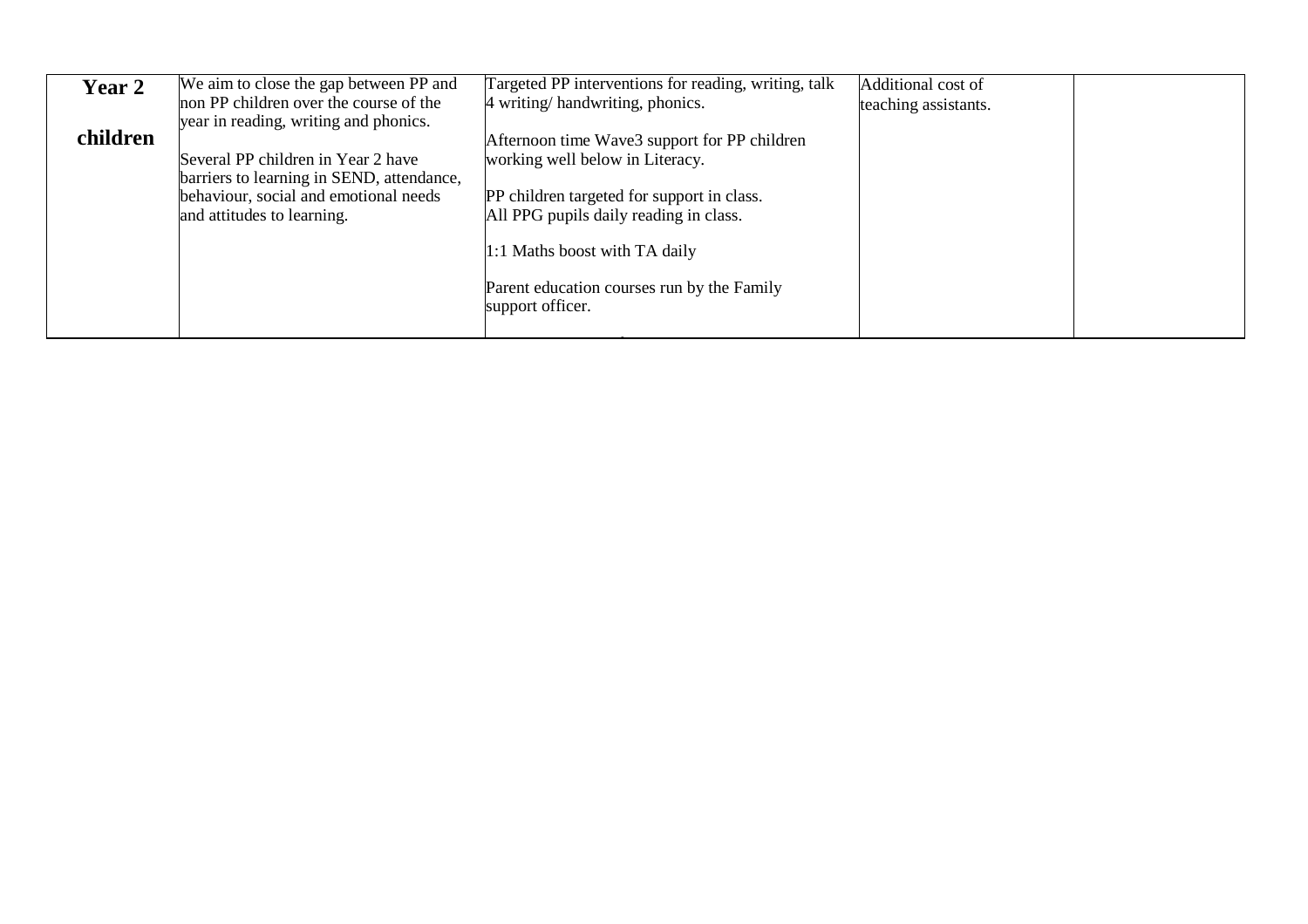| | | | | |
|---|---|---|---|---|
| **Year 2 children** | We aim to close the gap between PP and non PP children over the course of the year in reading, writing and phonics.<br><br>Several PP children in Year 2 have barriers to learning in SEND, attendance, behaviour, social and emotional needs and attitudes to learning. | Targeted PP interventions for reading, writing, talk 4 writing/ handwriting, phonics.<br><br>Afternoon time Wave3 support for PP children working well below in Literacy.<br><br>PP children targeted for support in class.<br>All PPG pupils daily reading in class.<br><br>1:1 Maths boost with TA daily<br><br>Parent education courses run by the Family support officer. | Additional cost of teaching assistants. | |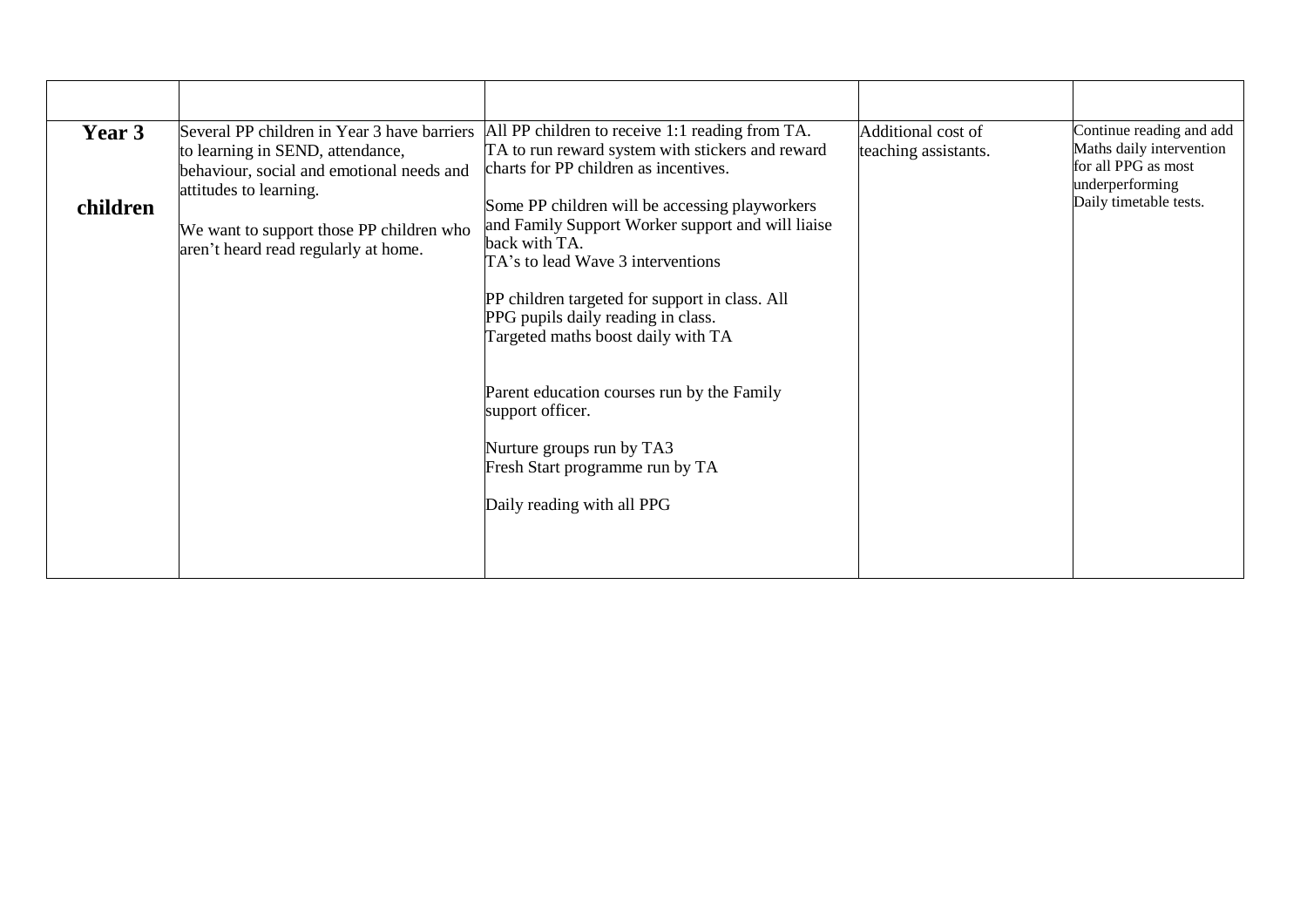| | | | | |
|---|---|---|---|---|
| **Year 3 children** | Several PP children in Year 3 have barriers to learning in SEND, attendance, behaviour, social and emotional needs and attitudes to learning.<br><br>We want to support those PP children who aren't heard read regularly at home. | All PP children to receive 1:1 reading from TA. TA to run reward system with stickers and reward charts for PP children as incentives.<br><br>Some PP children will be accessing playworkers and Family Support Worker support and will liaise back with TA.<br>TA's to lead Wave 3 interventions<br><br>PP children targeted for support in class. All PPG pupils daily reading in class.<br>Targeted maths boost daily with TA<br><br>Parent education courses run by the Family support officer.<br><br>Nurture groups run by TA3<br>Fresh Start programme run by TA<br><br>Daily reading with all PPG | Additional cost of teaching assistants. | Continue reading and add Maths daily intervention for all PPG as most underperforming<br>Daily timetable tests. |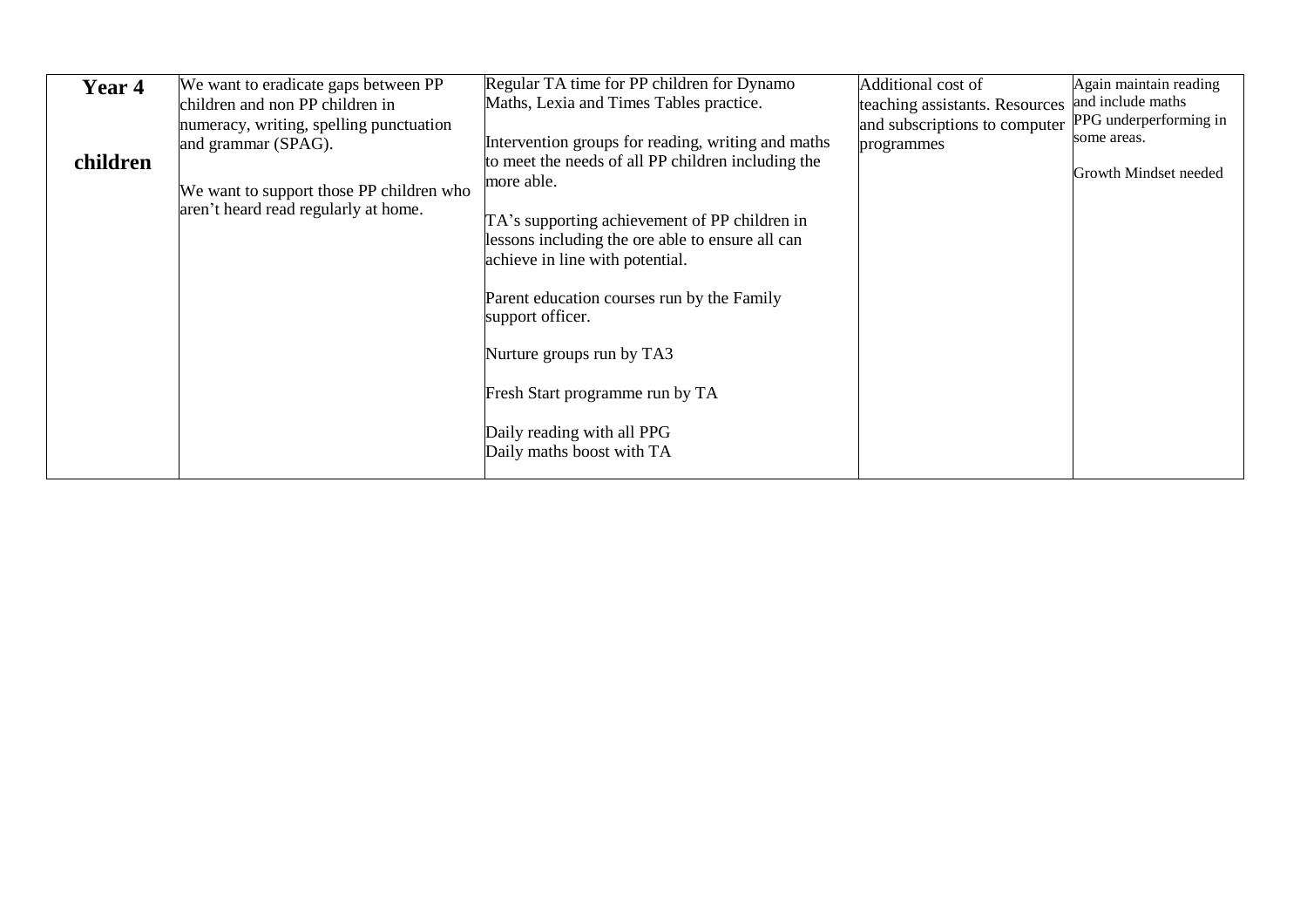| **Year 4 children** | We want to eradicate gaps between PP children and non PP children in numeracy, writing, spelling punctuation and grammar (SPAG).<br><br>We want to support those PP children who aren't heard read regularly at home. | Regular TA time for PP children for Dynamo Maths, Lexia and Times Tables practice.<br><br>Intervention groups for reading, writing and maths to meet the needs of all PP children including the more able.<br><br>TA's supporting achievement of PP children in lessons including the ore able to ensure all can achieve in line with potential.<br><br>Parent education courses run by the Family support officer.<br><br>Nurture groups run by TA3<br><br>Fresh Start programme run by TA<br><br>Daily reading with all PPG<br>Daily maths boost with TA | Additional cost of teaching assistants. Resources and subscriptions to computer programmes | Again maintain reading and include maths<br>PPG underperforming in some areas.<br><br>Growth Mindset needed |
|---|---|---|---|---|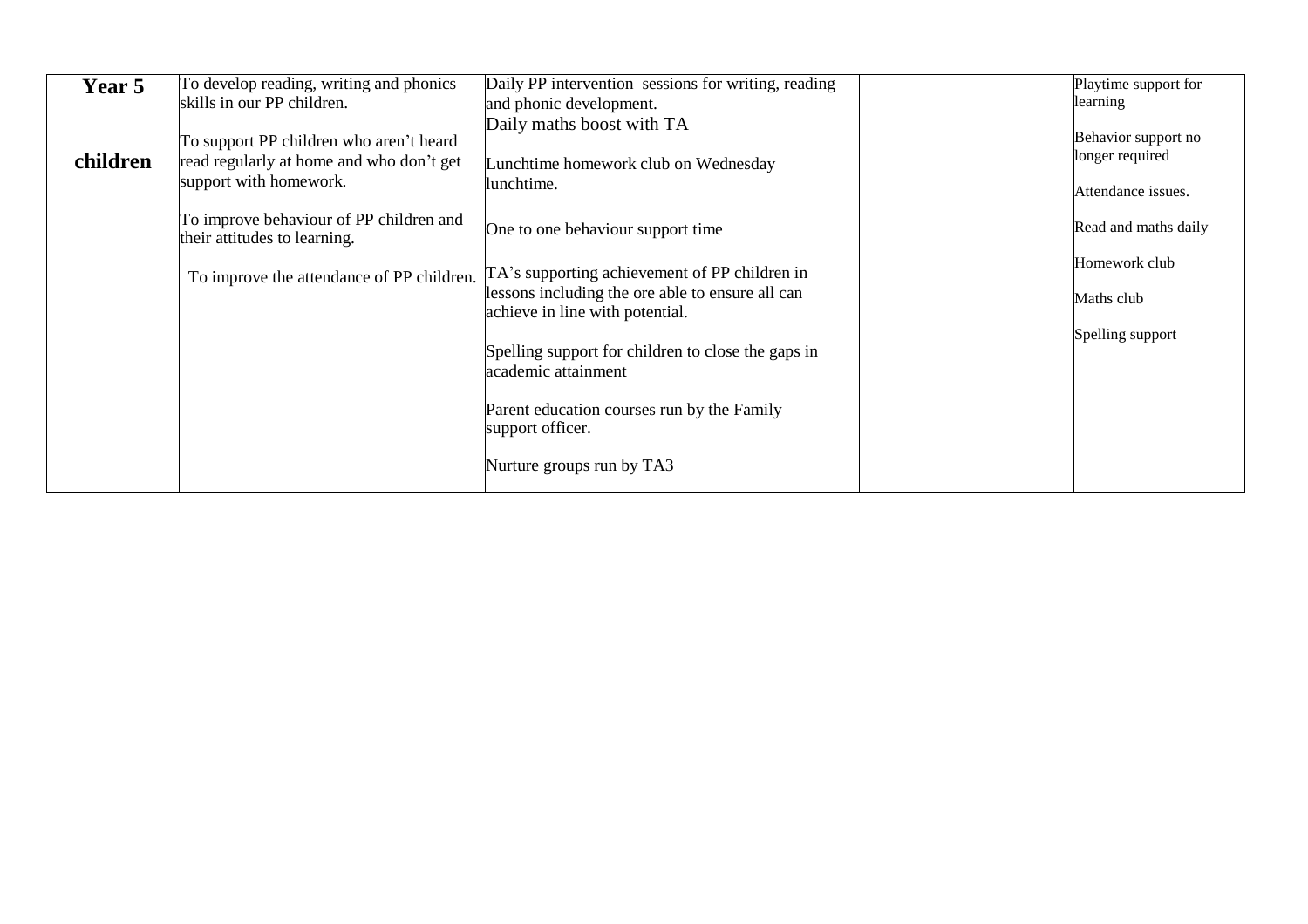| **Year 5 children** | To develop reading, writing and phonics skills in our PP children.<br><br>To support PP children who aren't heard read regularly at home and who don't get support with homework.<br><br>To improve behaviour of PP children and their attitudes to learning.<br><br>To improve the attendance of PP children. | Daily PP intervention sessions for writing, reading and phonic development.<br>Daily maths boost with TA<br><br>Lunchtime homework club on Wednesday lunchtime.<br><br>One to one behaviour support time<br><br>TA's supporting achievement of PP children in lessons including the ore able to ensure all can achieve in line with potential.<br><br>Spelling support for children to close the gaps in academic attainment<br><br>Parent education courses run by the Family support officer.<br><br>Nurture groups run by TA3 | | Playtime support for learning<br><br>Behavior support no longer required<br><br>Attendance issues.<br><br>Read and maths daily<br><br>Homework club<br><br>Maths club<br><br>Spelling support |
|---|---|---|---|---|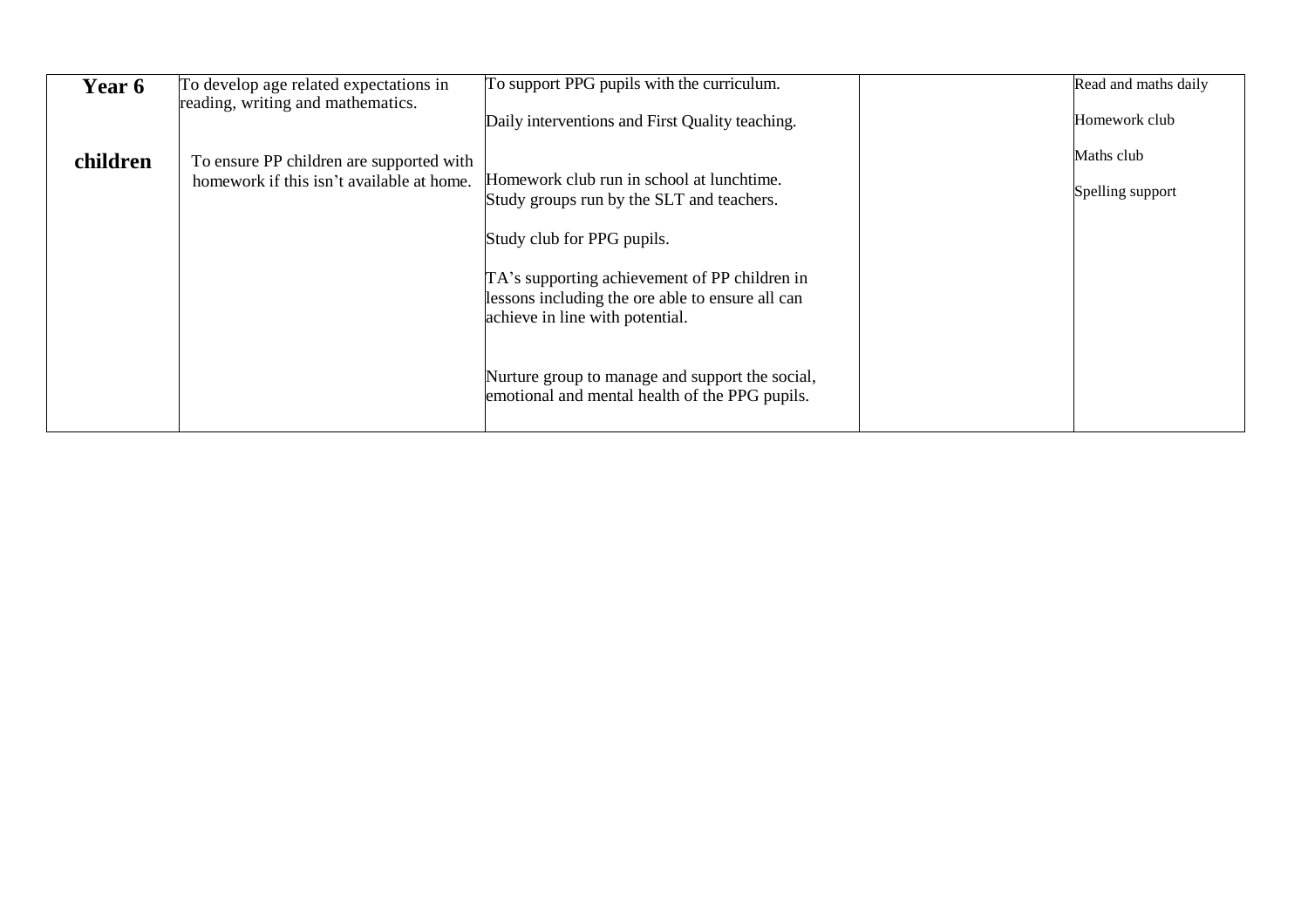| **Year 6**<br><br>**children** | To develop age related expectations in reading, writing and mathematics.<br><br>To ensure PP children are supported with homework if this isn't available at home. | To support PPG pupils with the curriculum.<br><br>Daily interventions and First Quality teaching.<br><br>Homework club run in school at lunchtime. Study groups run by the SLT and teachers.<br><br>Study club for PPG pupils.<br><br>TA's supporting achievement of PP children in lessons including the ore able to ensure all can achieve in line with potential.<br><br>Nurture group to manage and support the social, emotional and mental health of the PPG pupils. | | Read and maths daily<br><br>Homework club<br><br>Maths club<br><br>Spelling support |
|---|---|---|---|---|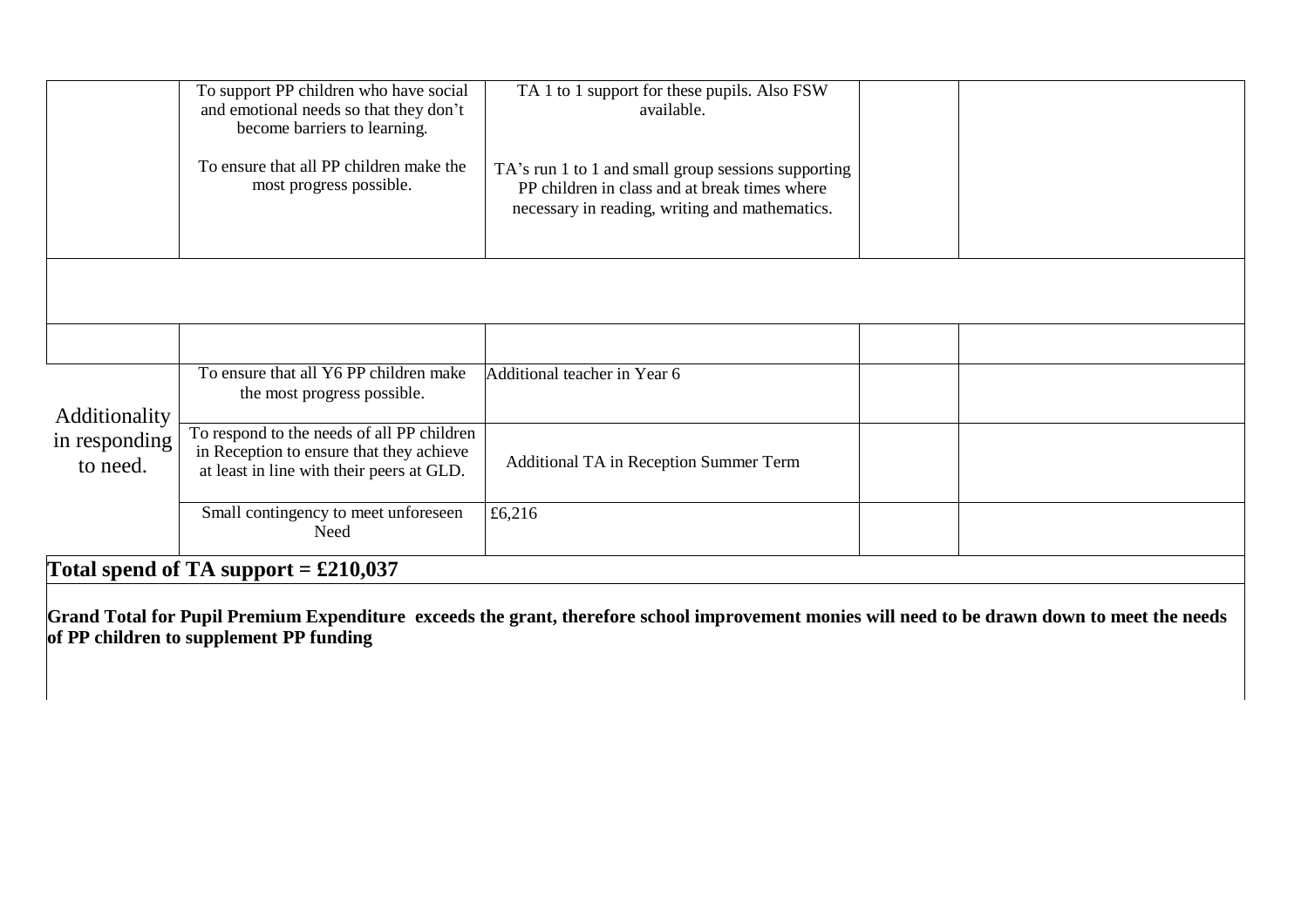| | | | | |
|---|---|---|---|---|
| | To support PP children who have social and emotional needs so that they don't become barriers to learning.<br><br>To ensure that all PP children make the most progress possible. | TA 1 to 1 support for these pupils. Also FSW available.<br><br>TA's run 1 to 1 and small group sessions supporting PP children in class and at break times where necessary in reading, writing and mathematics. | | |
| | | | | |
| | | | | |
| Additionality in responding to need. | To ensure that all Y6 PP children make the most progress possible. | Additional teacher in Year 6 | | |
| | To respond to the needs of all PP children in Reception to ensure that they achieve at least in line with their peers at GLD. | Additional TA in Reception Summer Term | | |
| | Small contingency to meet unforeseen Need | £6,216 | | |

**Total spend of TA support = £210,037**

**Grand Total for Pupil Premium Expenditure exceeds the grant, therefore school improvement monies will need to be drawn down to meet the needs of PP children to supplement PP funding**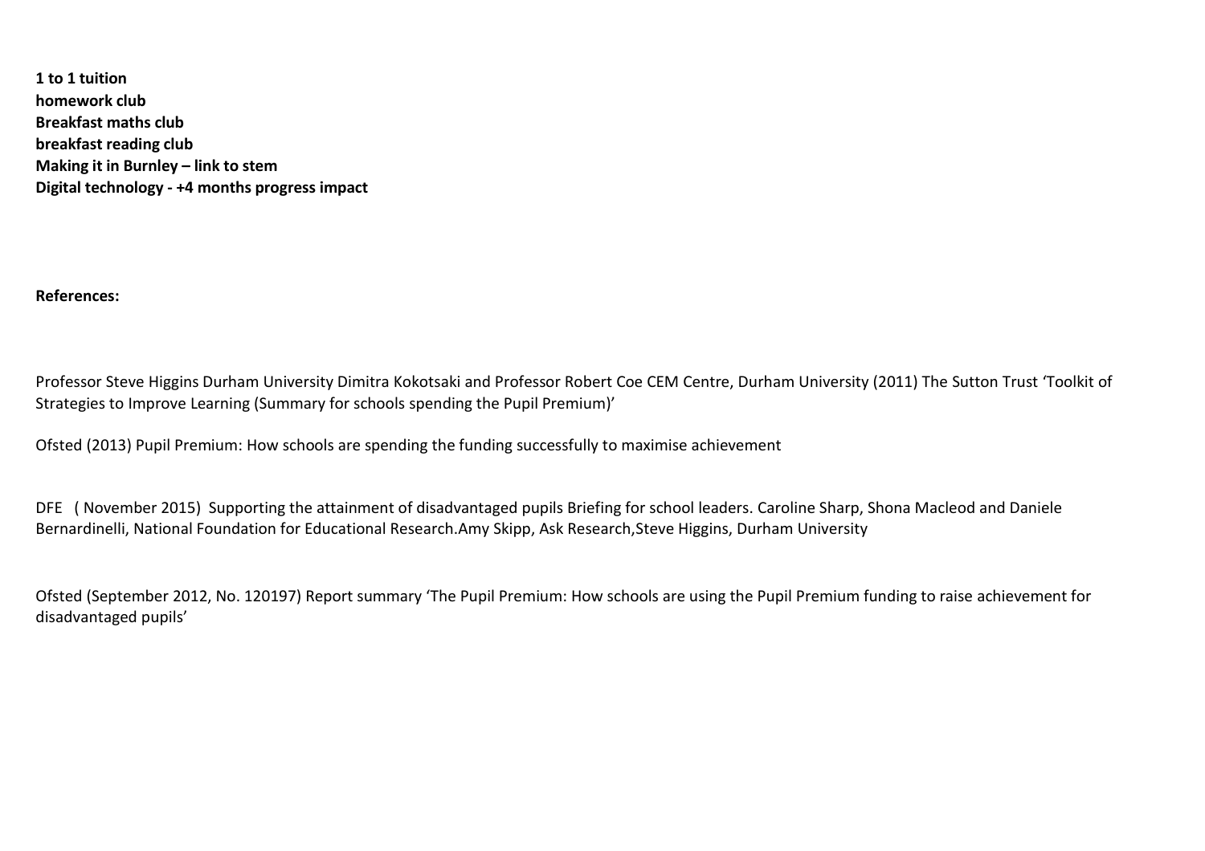**1 to 1 tuition**
**homework club**
**Breakfast maths club**
**breakfast reading club**
**Making it in Burnley – link to stem**
**Digital technology - +4 months progress impact**

**References:**

Professor Steve Higgins Durham University Dimitra Kokotsaki and Professor Robert Coe CEM Centre, Durham University (2011) The Sutton Trust 'Toolkit of Strategies to Improve Learning (Summary for schools spending the Pupil Premium)'

Ofsted (2013) Pupil Premium: How schools are spending the funding successfully to maximise achievement

DFE ( November 2015) Supporting the attainment of disadvantaged pupils Briefing for school leaders. Caroline Sharp, Shona Macleod and Daniele Bernardinelli, National Foundation for Educational Research.Amy Skipp, Ask Research,Steve Higgins, Durham University

Ofsted (September 2012, No. 120197) Report summary 'The Pupil Premium: How schools are using the Pupil Premium funding to raise achievement for disadvantaged pupils'